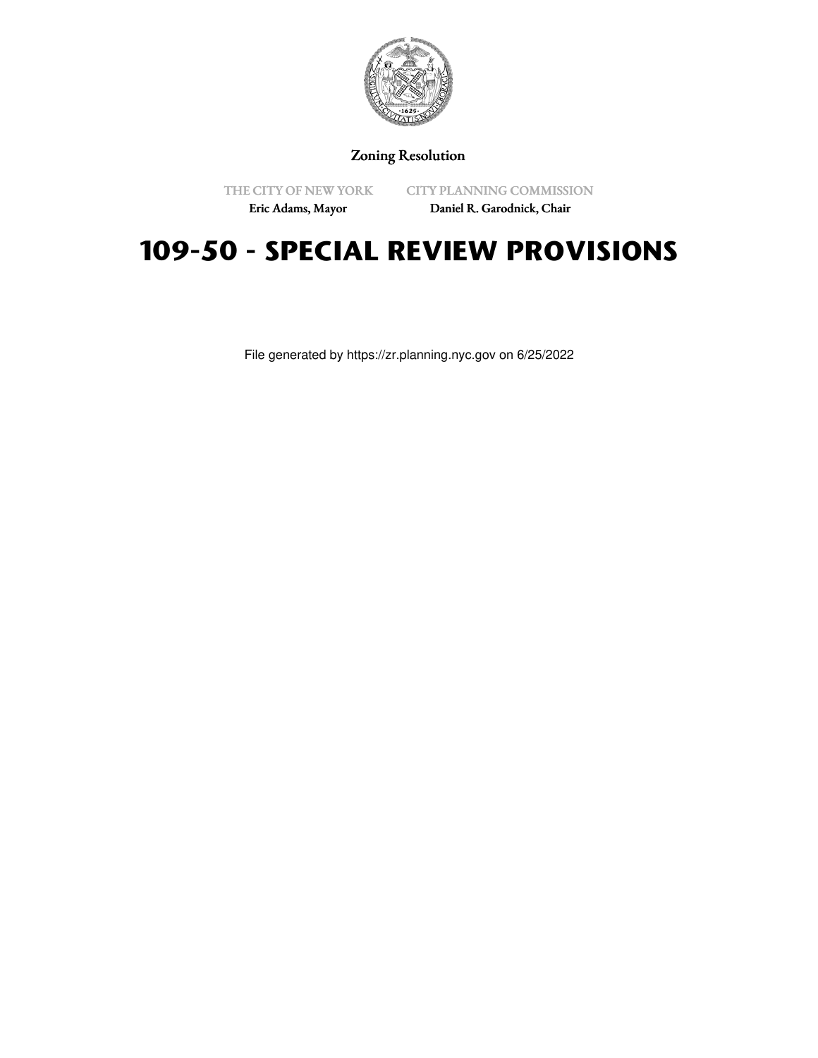Zoning Resolution

THE CITY OF NEW YORK
Eric Adams, Mayor

CITY PLANNING COMMISSION
Daniel R. Garodnick, Chair

# 109-50 - SPECIAL REVIEW PROVISIONS

File generated by https://zr.planning.nyc.gov on 6/25/2022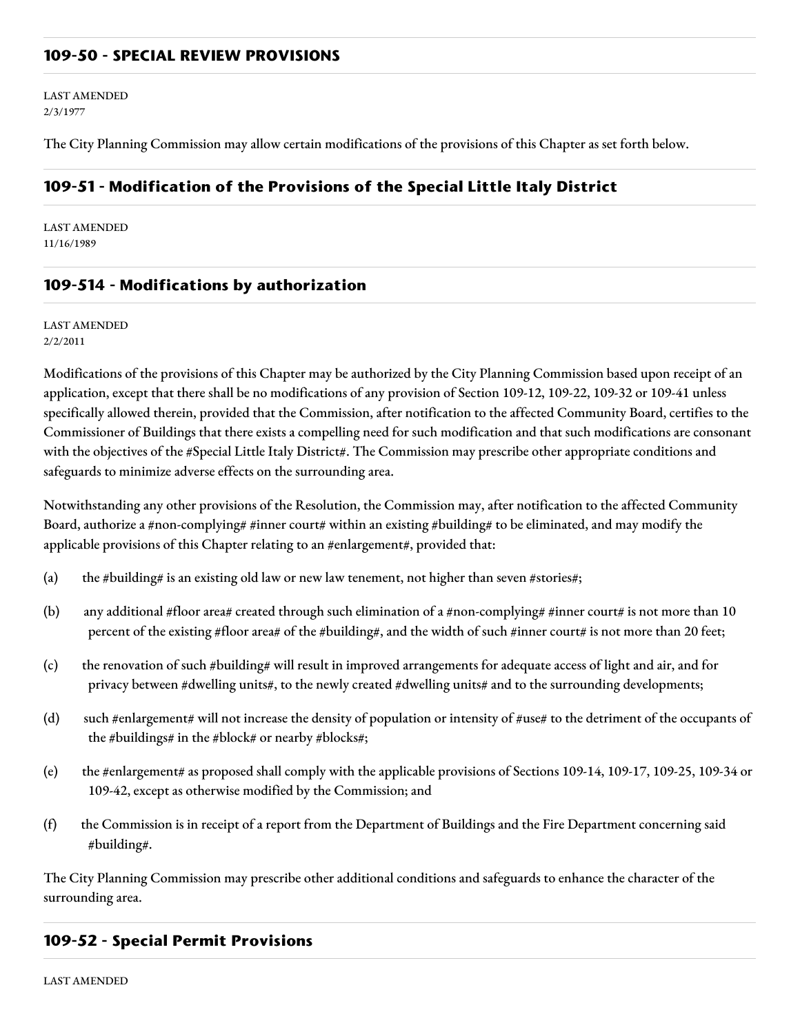## 109-50 - SPECIAL REVIEW PROVISIONS

LAST AMENDED
2/3/1977

The City Planning Commission may allow certain modifications of the provisions of this Chapter as set forth below.

## 109-51 - Modification of the Provisions of the Special Little Italy District

LAST AMENDED
11/16/1989

## 109-514 - Modifications by authorization

LAST AMENDED
2/2/2011

Modifications of the provisions of this Chapter may be authorized by the City Planning Commission based upon receipt of an application, except that there shall be no modifications of any provision of Section 109-12, 109-22, 109-32 or 109-41 unless specifically allowed therein, provided that the Commission, after notification to the affected Community Board, certifies to the Commissioner of Buildings that there exists a compelling need for such modification and that such modifications are consonant with the objectives of the #Special Little Italy District#. The Commission may prescribe other appropriate conditions and safeguards to minimize adverse effects on the surrounding area.

Notwithstanding any other provisions of the Resolution, the Commission may, after notification to the affected Community Board, authorize a #non-complying# #inner court# within an existing #building# to be eliminated, and may modify the applicable provisions of this Chapter relating to an #enlargement#, provided that:

(a) the #building# is an existing old law or new law tenement, not higher than seven #stories#;

(b) any additional #floor area# created through such elimination of a #non-complying# #inner court# is not more than 10 percent of the existing #floor area# of the #building#, and the width of such #inner court# is not more than 20 feet;

(c) the renovation of such #building# will result in improved arrangements for adequate access of light and air, and for privacy between #dwelling units#, to the newly created #dwelling units# and to the surrounding developments;

(d) such #enlargement# will not increase the density of population or intensity of #use# to the detriment of the occupants of the #buildings# in the #block# or nearby #blocks#;

(e) the #enlargement# as proposed shall comply with the applicable provisions of Sections 109-14, 109-17, 109-25, 109-34 or 109-42, except as otherwise modified by the Commission; and

(f) the Commission is in receipt of a report from the Department of Buildings and the Fire Department concerning said #building#.

The City Planning Commission may prescribe other additional conditions and safeguards to enhance the character of the surrounding area.

## 109-52 - Special Permit Provisions

LAST AMENDED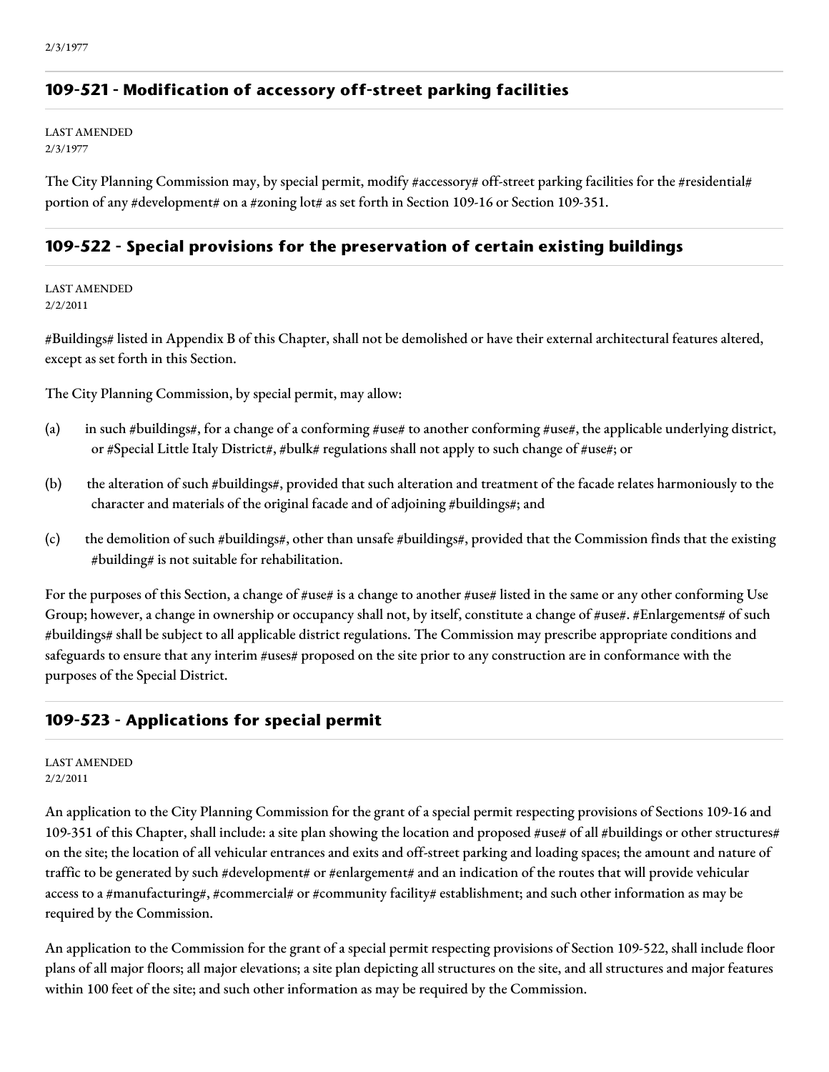2/3/1977

## 109-521 - Modification of accessory off-street parking facilities

LAST AMENDED
2/3/1977

The City Planning Commission may, by special permit, modify #accessory# off-street parking facilities for the #residential# portion of any #development# on a #zoning lot# as set forth in Section 109-16 or Section 109-351.

## 109-522 - Special provisions for the preservation of certain existing buildings

LAST AMENDED
2/2/2011

#Buildings# listed in Appendix B of this Chapter, shall not be demolished or have their external architectural features altered, except as set forth in this Section.

The City Planning Commission, by special permit, may allow:

(a) in such #buildings#, for a change of a conforming #use# to another conforming #use#, the applicable underlying district, or #Special Little Italy District#, #bulk# regulations shall not apply to such change of #use#; or

(b) the alteration of such #buildings#, provided that such alteration and treatment of the facade relates harmoniously to the character and materials of the original facade and of adjoining #buildings#; and

(c) the demolition of such #buildings#, other than unsafe #buildings#, provided that the Commission finds that the existing #building# is not suitable for rehabilitation.

For the purposes of this Section, a change of #use# is a change to another #use# listed in the same or any other conforming Use Group; however, a change in ownership or occupancy shall not, by itself, constitute a change of #use#. #Enlargements# of such #buildings# shall be subject to all applicable district regulations. The Commission may prescribe appropriate conditions and safeguards to ensure that any interim #uses# proposed on the site prior to any construction are in conformance with the purposes of the Special District.

## 109-523 - Applications for special permit

LAST AMENDED
2/2/2011

An application to the City Planning Commission for the grant of a special permit respecting provisions of Sections 109-16 and 109-351 of this Chapter, shall include: a site plan showing the location and proposed #use# of all #buildings or other structures# on the site; the location of all vehicular entrances and exits and off-street parking and loading spaces; the amount and nature of traffic to be generated by such #development# or #enlargement# and an indication of the routes that will provide vehicular access to a #manufacturing#, #commercial# or #community facility# establishment; and such other information as may be required by the Commission.

An application to the Commission for the grant of a special permit respecting provisions of Section 109-522, shall include floor plans of all major floors; all major elevations; a site plan depicting all structures on the site, and all structures and major features within 100 feet of the site; and such other information as may be required by the Commission.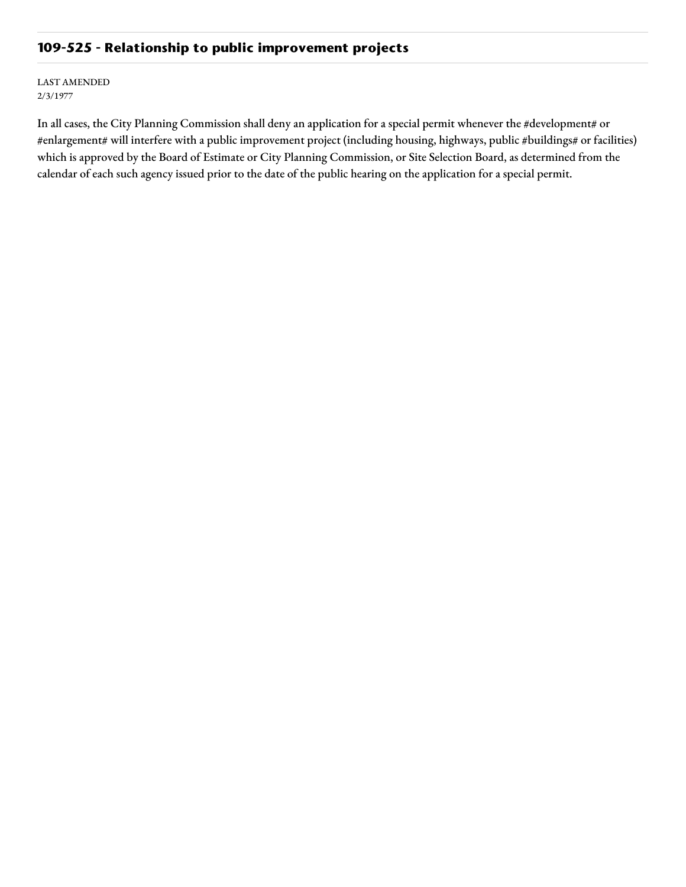## 109-525 - Relationship to public improvement projects

LAST AMENDED
2/3/1977

In all cases, the City Planning Commission shall deny an application for a special permit whenever the #development# or #enlargement# will interfere with a public improvement project (including housing, highways, public #buildings# or facilities) which is approved by the Board of Estimate or City Planning Commission, or Site Selection Board, as determined from the calendar of each such agency issued prior to the date of the public hearing on the application for a special permit.